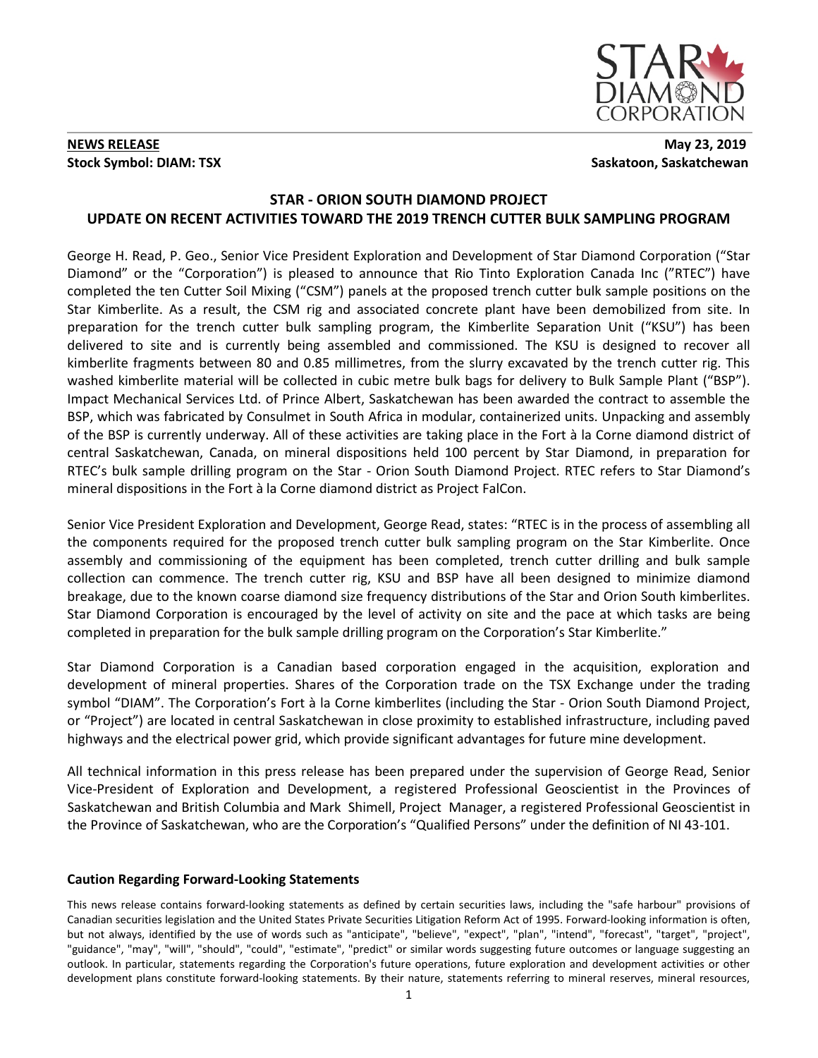**NEWS RELEASE** **May 23, 2019**

**Stock Symbol: DIAM: TSX** **Saskatoon, Saskatchewan**

## STAR - ORION SOUTH DIAMOND PROJECT
## UPDATE ON RECENT ACTIVITIES TOWARD THE 2019 TRENCH CUTTER BULK SAMPLING PROGRAM

George H. Read, P. Geo., Senior Vice President Exploration and Development of Star Diamond Corporation ("Star Diamond" or the "Corporation") is pleased to announce that Rio Tinto Exploration Canada Inc ("RTEC") have completed the ten Cutter Soil Mixing ("CSM") panels at the proposed trench cutter bulk sample positions on the Star Kimberlite. As a result, the CSM rig and associated concrete plant have been demobilized from site. In preparation for the trench cutter bulk sampling program, the Kimberlite Separation Unit ("KSU") has been delivered to site and is currently being assembled and commissioned. The KSU is designed to recover all kimberlite fragments between 80 and 0.85 millimetres, from the slurry excavated by the trench cutter rig. This washed kimberlite material will be collected in cubic metre bulk bags for delivery to Bulk Sample Plant ("BSP"). Impact Mechanical Services Ltd. of Prince Albert, Saskatchewan has been awarded the contract to assemble the BSP, which was fabricated by Consulmet in South Africa in modular, containerized units. Unpacking and assembly of the BSP is currently underway. All of these activities are taking place in the Fort à la Corne diamond district of central Saskatchewan, Canada, on mineral dispositions held 100 percent by Star Diamond, in preparation for RTEC's bulk sample drilling program on the Star - Orion South Diamond Project. RTEC refers to Star Diamond's mineral dispositions in the Fort à la Corne diamond district as Project FalCon.

Senior Vice President Exploration and Development, George Read, states: "RTEC is in the process of assembling all the components required for the proposed trench cutter bulk sampling program on the Star Kimberlite. Once assembly and commissioning of the equipment has been completed, trench cutter drilling and bulk sample collection can commence. The trench cutter rig, KSU and BSP have all been designed to minimize diamond breakage, due to the known coarse diamond size frequency distributions of the Star and Orion South kimberlites. Star Diamond Corporation is encouraged by the level of activity on site and the pace at which tasks are being completed in preparation for the bulk sample drilling program on the Corporation's Star Kimberlite."

Star Diamond Corporation is a Canadian based corporation engaged in the acquisition, exploration and development of mineral properties. Shares of the Corporation trade on the TSX Exchange under the trading symbol "DIAM". The Corporation's Fort à la Corne kimberlites (including the Star - Orion South Diamond Project, or "Project") are located in central Saskatchewan in close proximity to established infrastructure, including paved highways and the electrical power grid, which provide significant advantages for future mine development.

All technical information in this press release has been prepared under the supervision of George Read, Senior Vice-President of Exploration and Development, a registered Professional Geoscientist in the Provinces of Saskatchewan and British Columbia and Mark Shimell, Project Manager, a registered Professional Geoscientist in the Province of Saskatchewan, who are the Corporation's "Qualified Persons" under the definition of NI 43-101.

#### Caution Regarding Forward-Looking Statements

This news release contains forward-looking statements as defined by certain securities laws, including the "safe harbour" provisions of Canadian securities legislation and the United States Private Securities Litigation Reform Act of 1995. Forward-looking information is often, but not always, identified by the use of words such as "anticipate", "believe", "expect", "plan", "intend", "forecast", "target", "project", "guidance", "may", "will", "should", "could", "estimate", "predict" or similar words suggesting future outcomes or language suggesting an outlook. In particular, statements regarding the Corporation's future operations, future exploration and development activities or other development plans constitute forward-looking statements. By their nature, statements referring to mineral reserves, mineral resources,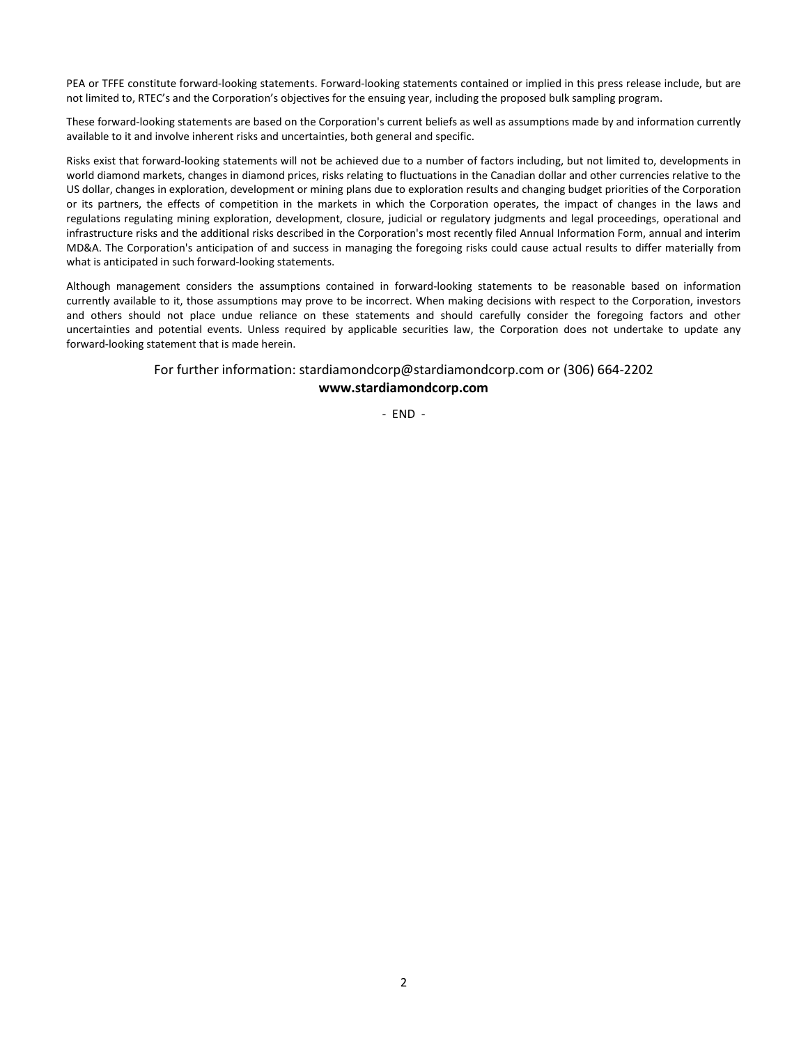PEA or TFFE constitute forward-looking statements. Forward-looking statements contained or implied in this press release include, but are not limited to, RTEC's and the Corporation's objectives for the ensuing year, including the proposed bulk sampling program.

These forward-looking statements are based on the Corporation's current beliefs as well as assumptions made by and information currently available to it and involve inherent risks and uncertainties, both general and specific.

Risks exist that forward-looking statements will not be achieved due to a number of factors including, but not limited to, developments in world diamond markets, changes in diamond prices, risks relating to fluctuations in the Canadian dollar and other currencies relative to the US dollar, changes in exploration, development or mining plans due to exploration results and changing budget priorities of the Corporation or its partners, the effects of competition in the markets in which the Corporation operates, the impact of changes in the laws and regulations regulating mining exploration, development, closure, judicial or regulatory judgments and legal proceedings, operational and infrastructure risks and the additional risks described in the Corporation's most recently filed Annual Information Form, annual and interim MD&A. The Corporation's anticipation of and success in managing the foregoing risks could cause actual results to differ materially from what is anticipated in such forward-looking statements.

Although management considers the assumptions contained in forward-looking statements to be reasonable based on information currently available to it, those assumptions may prove to be incorrect. When making decisions with respect to the Corporation, investors and others should not place undue reliance on these statements and should carefully consider the foregoing factors and other uncertainties and potential events. Unless required by applicable securities law, the Corporation does not undertake to update any forward-looking statement that is made herein.

For further information: stardiamondcorp@stardiamondcorp.com or (306) 664-2202

**www.stardiamondcorp.com**

- END -